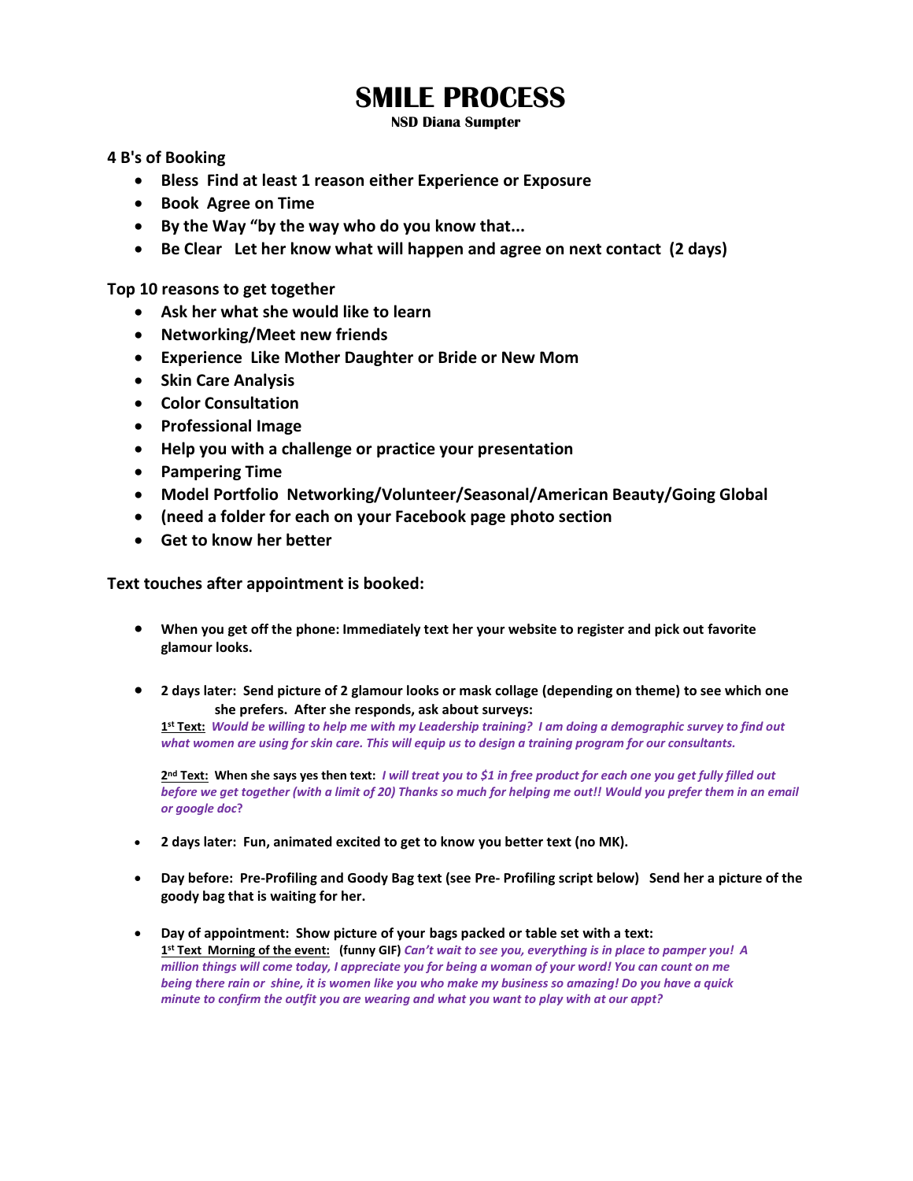# SMILE PROCESS

**NSD Diana Sumpter**

**4 B's of Booking**

- **Bless Find at least 1 reason either Experience or Exposure**
- **Book Agree on Time**
- **By the Way "by the way who do you know that...**
- **Be Clear Let her know what will happen and agree on next contact (2 days)**

**Top 10 reasons to get together**

- **Ask her what she would like to learn**
- **Networking/Meet new friends**
- **Experience Like Mother Daughter or Bride or New Mom**
- **Skin Care Analysis**
- **Color Consultation**
- **Professional Image**
- **Help you with a challenge or practice your presentation**
- **Pampering Time**
- **Model Portfolio Networking/Volunteer/Seasonal/American Beauty/Going Global**
- **(need a folder for each on your Facebook page photo section**
- **Get to know her better**

**Text touches after appointment is booked:**

- **When you get off the phone: Immediately text her your website to register and pick out favorite glamour looks.**

- **2 days later: Send picture of 2 glamour looks or mask collage (depending on theme) to see which one she prefers. After she responds, ask about surveys:**

  **1st Text:** ***Would be willing to help me with my Leadership training? I am doing a demographic survey to find out what women are using for skin care. This will equip us to design a training program for our consultants.***

  **2nd Text: When she says yes then text:** ***I will treat you to $1 in free product for each one you get fully filled out before we get together (with a limit of 20) Thanks so much for helping me out!! Would you prefer them in an email or google doc*?**

- **2 days later: Fun, animated excited to get to know you better text (no MK).**

- **Day before: Pre-Profiling and Goody Bag text (see Pre- Profiling script below) Send her a picture of the goody bag that is waiting for her.**

- **Day of appointment: Show picture of your bags packed or table set with a text:**

  **1st Text Morning of the event: (funny GIF)** ***Can't wait to see you, everything is in place to pamper you! A million things will come today, I appreciate you for being a woman of your word! You can count on me being there rain or shine, it is women like you who make my business so amazing! Do you have a quick minute to confirm the outfit you are wearing and what you want to play with at our appt?***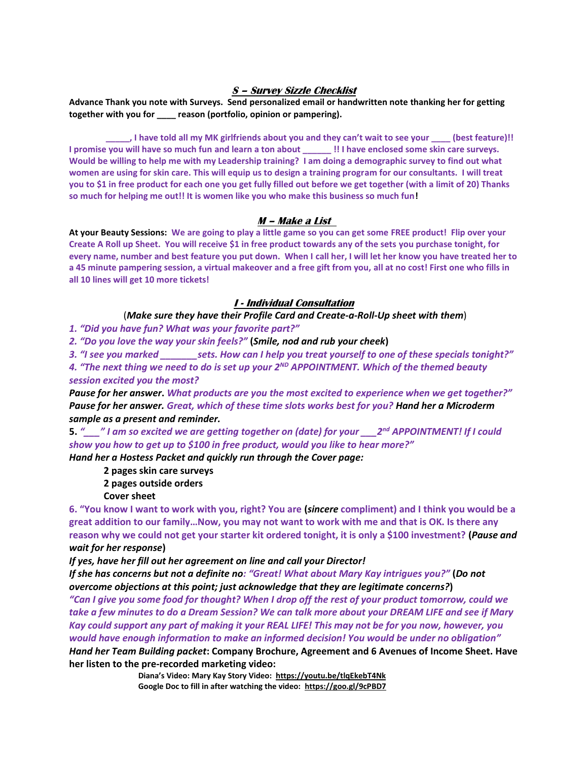## *S – Survey Sizzle Checklist*

**Advance Thank you note with Surveys. Send personalized email or handwritten note thanking her for getting together with you for ____ reason (portfolio, opinion or pampering).**

**_____, I have told all my MK girlfriends about you and they can't wait to see your ____ (best feature)!! I promise you will have so much fun and learn a ton about ______ !! I have enclosed some skin care surveys. Would be willing to help me with my Leadership training? I am doing a demographic survey to find out what women are using for skin care. This will equip us to design a training program for our consultants. I will treat you to $1 in free product for each one you get fully filled out before we get together (with a limit of 20) Thanks so much for helping me out!! It is women like you who make this business so much fun!**

## *M – Make a List*

**At your Beauty Sessions: We are going to play a little game so you can get some FREE product! Flip over your Create A Roll up Sheet. You will receive $1 in free product towards any of the sets you purchase tonight, for every name, number and best feature you put down. When I call her, I will let her know you have treated her to a 45 minute pampering session, a virtual makeover and a free gift from you, all at no cost! First one who fills in all 10 lines will get 10 more tickets!**

## *I - Individual Consultation*

(***Make sure they have their Profile Card and Create-a-Roll-Up sheet with them***)

*1. "Did you have fun? What was your favorite part?"*

*2. "Do you love the way your skin feels?"* (***Smile, nod and rub your cheek***)

*3. "I see you marked _______sets. How can I help you treat yourself to one of these specials tonight?"*

*4. "The next thing we need to do is set up your 2ND APPOINTMENT. Which of the themed beauty session excited you the most?*

***Pause for her answer**. What products are you the most excited to experience when we get together?"*

***Pause for her answer.** Great, which of these time slots works best for you? **Hand her a Microderm sample as a present and reminder.***

**5.** *"___" I am so excited we are getting together on (date) for your ___2nd APPOINTMENT! If I could show you how to get up to $100 in free product, would you like to hear more?"*

***Hand her a Hostess Packet and quickly run through the Cover page:***

- **2 pages skin care surveys**
- **2 pages outside orders**
- **Cover sheet**

**6. "You know I want to work with you, right? You are (*sincere* compliment) and I think you would be a great addition to our family…Now, you may not want to work with me and that is OK. Is there any reason why we could not get your starter kit ordered tonight, it is only a $100 investment? (*Pause and wait for her response*)**

***If yes, have her fill out her agreement on line and call your Director!***

***If she has concerns but not a definite no**: "Great! What about Mary Kay intrigues you?"* (***Do not overcome objections at this point; just acknowledge that they are legitimate concerns?***)

***"Can I give you some food for thought? When I drop off the rest of your product tomorrow, could we take a few minutes to do a Dream Session? We can talk more about your DREAM LIFE and see if Mary Kay could support any part of making it your REAL LIFE! This may not be for you now, however, you would have enough information to make an informed decision! You would be under no obligation"***

***Hand her Team Building packet*: Company Brochure, Agreement and 6 Avenues of Income Sheet. Have her listen to the pre-recorded marketing video:**

**Diana's Video: Mary Kay Story Video: https://youtu.be/tlqEkebT4Nk**
**Google Doc to fill in after watching the video: https://goo.gl/9cPBD7**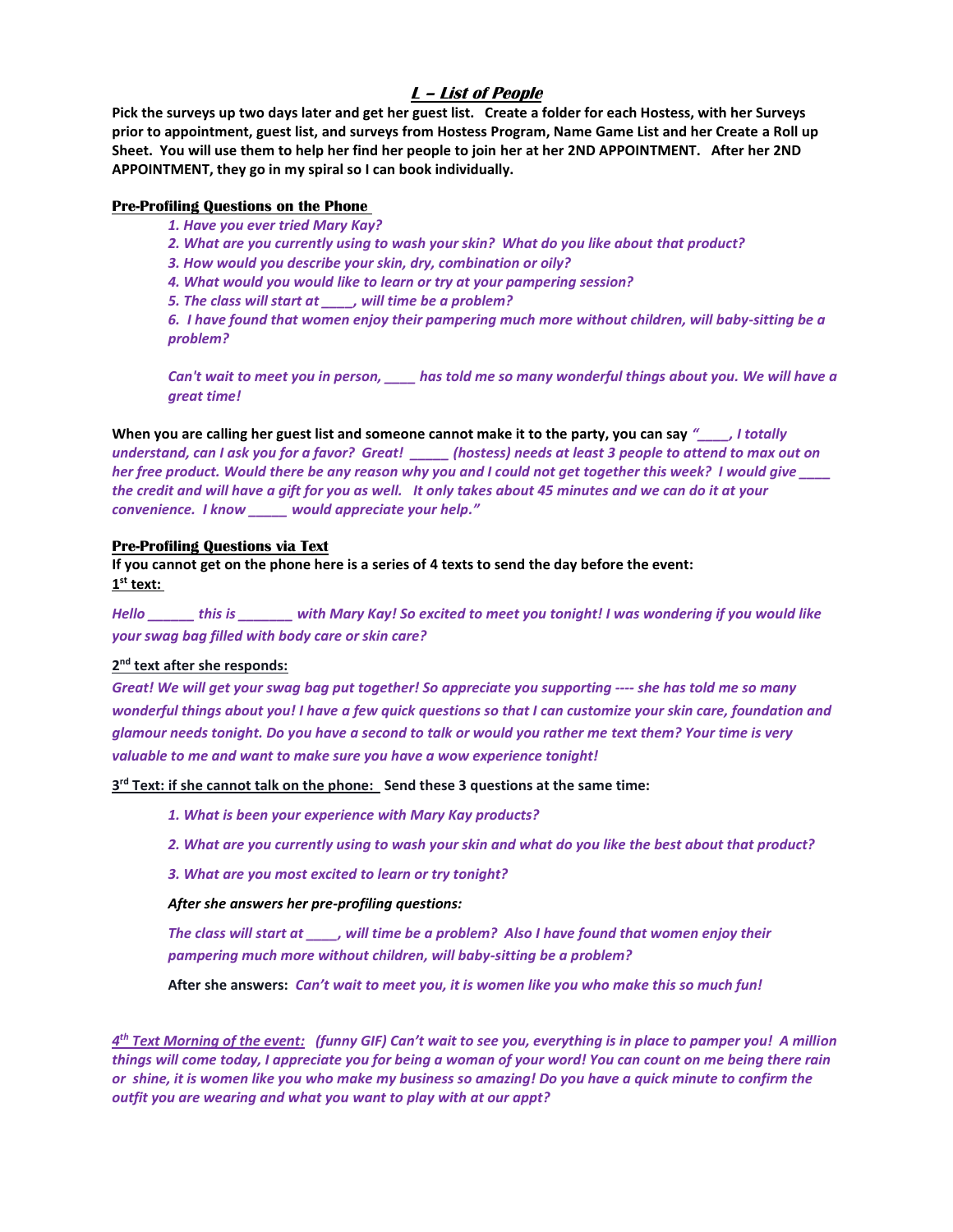# *L – List of People*

**Pick the surveys up two days later and get her guest list. Create a folder for each Hostess, with her Surveys prior to appointment, guest list, and surveys from Hostess Program, Name Game List and her Create a Roll up Sheet. You will use them to help her find her people to join her at her 2ND APPOINTMENT. After her 2ND APPOINTMENT, they go in my spiral so I can book individually.**

## Pre-Profiling Questions on the Phone

*1. Have you ever tried Mary Kay?*
*2. What are you currently using to wash your skin? What do you like about that product?*
*3. How would you describe your skin, dry, combination or oily?*
*4. What would you would like to learn or try at your pampering session?*
*5. The class will start at ____, will time be a problem?*
*6. I have found that women enjoy their pampering much more without children, will baby-sitting be a problem?*

*Can't wait to meet you in person, ____ has told me so many wonderful things about you. We will have a great time!*

**When you are calling her guest list and someone cannot make it to the party, you can say** *"____, I totally understand, can I ask you for a favor? Great! _____ (hostess) needs at least 3 people to attend to max out on her free product. Would there be any reason why you and I could not get together this week? I would give ____ the credit and will have a gift for you as well. It only takes about 45 minutes and we can do it at your convenience. I know _____ would appreciate your help."*

## Pre-Profiling Questions via Text

**If you cannot get on the phone here is a series of 4 texts to send the day before the event:**

**1st text:**

*Hello ______ this is _______ with Mary Kay! So excited to meet you tonight! I was wondering if you would like your swag bag filled with body care or skin care?*

**2nd text after she responds:**

*Great! We will get your swag bag put together! So appreciate you supporting ---- she has told me so many wonderful things about you! I have a few quick questions so that I can customize your skin care, foundation and glamour needs tonight. Do you have a second to talk or would you rather me text them? Your time is very valuable to me and want to make sure you have a wow experience tonight!*

**3rd Text: if she cannot talk on the phone: Send these 3 questions at the same time:**

*1. What is been your experience with Mary Kay products?*

*2. What are you currently using to wash your skin and what do you like the best about that product?*

*3. What are you most excited to learn or try tonight?*

*After she answers her pre-profiling questions:*

*The class will start at ____, will time be a problem? Also I have found that women enjoy their pampering much more without children, will baby-sitting be a problem?*

**After she answers:** *Can't wait to meet you, it is women like you who make this so much fun!*

*4th Text Morning of the event: (funny GIF) Can't wait to see you, everything is in place to pamper you! A million things will come today, I appreciate you for being a woman of your word! You can count on me being there rain or shine, it is women like you who make my business so amazing! Do you have a quick minute to confirm the outfit you are wearing and what you want to play with at our appt?*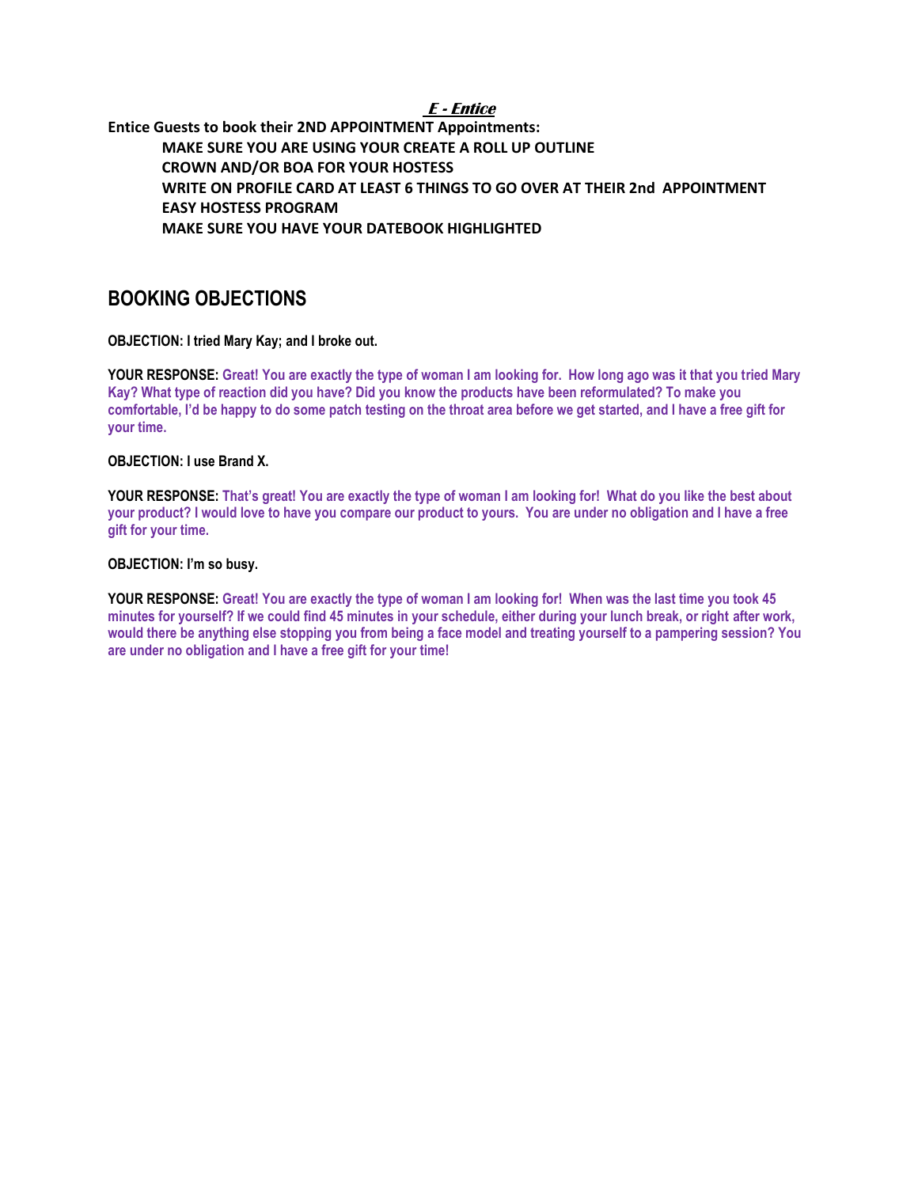## *E - Entice*

**Entice Guests to book their 2ND APPOINTMENT Appointments:**

- **MAKE SURE YOU ARE USING YOUR CREATE A ROLL UP OUTLINE**
- **CROWN AND/OR BOA FOR YOUR HOSTESS**
- **WRITE ON PROFILE CARD AT LEAST 6 THINGS TO GO OVER AT THEIR 2nd APPOINTMENT**
- **EASY HOSTESS PROGRAM**
- **MAKE SURE YOU HAVE YOUR DATEBOOK HIGHLIGHTED**

## BOOKING OBJECTIONS

**OBJECTION: I tried Mary Kay; and I broke out.**

**YOUR RESPONSE: Great! You are exactly the type of woman I am looking for. How long ago was it that you tried Mary Kay? What type of reaction did you have? Did you know the products have been reformulated? To make you comfortable, I'd be happy to do some patch testing on the throat area before we get started, and I have a free gift for your time.**

**OBJECTION: I use Brand X.**

**YOUR RESPONSE: That's great! You are exactly the type of woman I am looking for! What do you like the best about your product? I would love to have you compare our product to yours. You are under no obligation and I have a free gift for your time.**

**OBJECTION: I'm so busy.**

**YOUR RESPONSE: Great! You are exactly the type of woman I am looking for! When was the last time you took 45 minutes for yourself? If we could find 45 minutes in your schedule, either during your lunch break, or right after work, would there be anything else stopping you from being a face model and treating yourself to a pampering session? You are under no obligation and I have a free gift for your time!**